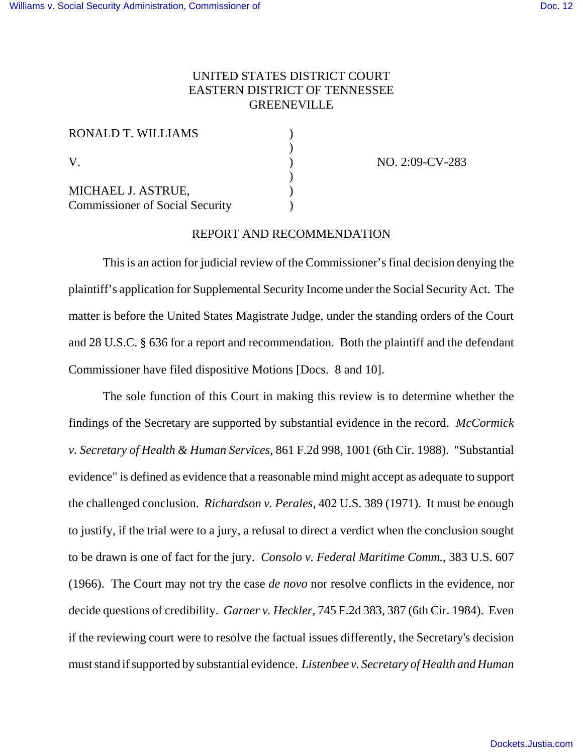UNITED STATES DISTRICT COURT
EASTERN DISTRICT OF TENNESSEE
GREENEVILLE

RONALD T. WILLIAMS )
 )
V. ) NO. 2:09-CV-283
 )
MICHAEL J. ASTRUE, )
Commissioner of Social Security )

## REPORT AND RECOMMENDATION

This is an action for judicial review of the Commissioner's final decision denying the plaintiff's application for Supplemental Security Income under the Social Security Act. The matter is before the United States Magistrate Judge, under the standing orders of the Court and 28 U.S.C. § 636 for a report and recommendation. Both the plaintiff and the defendant Commissioner have filed dispositive Motions [Docs. 8 and 10].

The sole function of this Court in making this review is to determine whether the findings of the Secretary are supported by substantial evidence in the record. *McCormick v. Secretary of Health & Human Services*, 861 F.2d 998, 1001 (6th Cir. 1988). "Substantial evidence" is defined as evidence that a reasonable mind might accept as adequate to support the challenged conclusion. *Richardson v. Perales*, 402 U.S. 389 (1971). It must be enough to justify, if the trial were to a jury, a refusal to direct a verdict when the conclusion sought to be drawn is one of fact for the jury. *Consolo v. Federal Maritime Comm.*, 383 U.S. 607 (1966). The Court may not try the case *de novo* nor resolve conflicts in the evidence, nor decide questions of credibility. *Garner v. Heckler*, 745 F.2d 383, 387 (6th Cir. 1984). Even if the reviewing court were to resolve the factual issues differently, the Secretary's decision must stand if supported by substantial evidence. *Listenbee v. Secretary of Health and Human*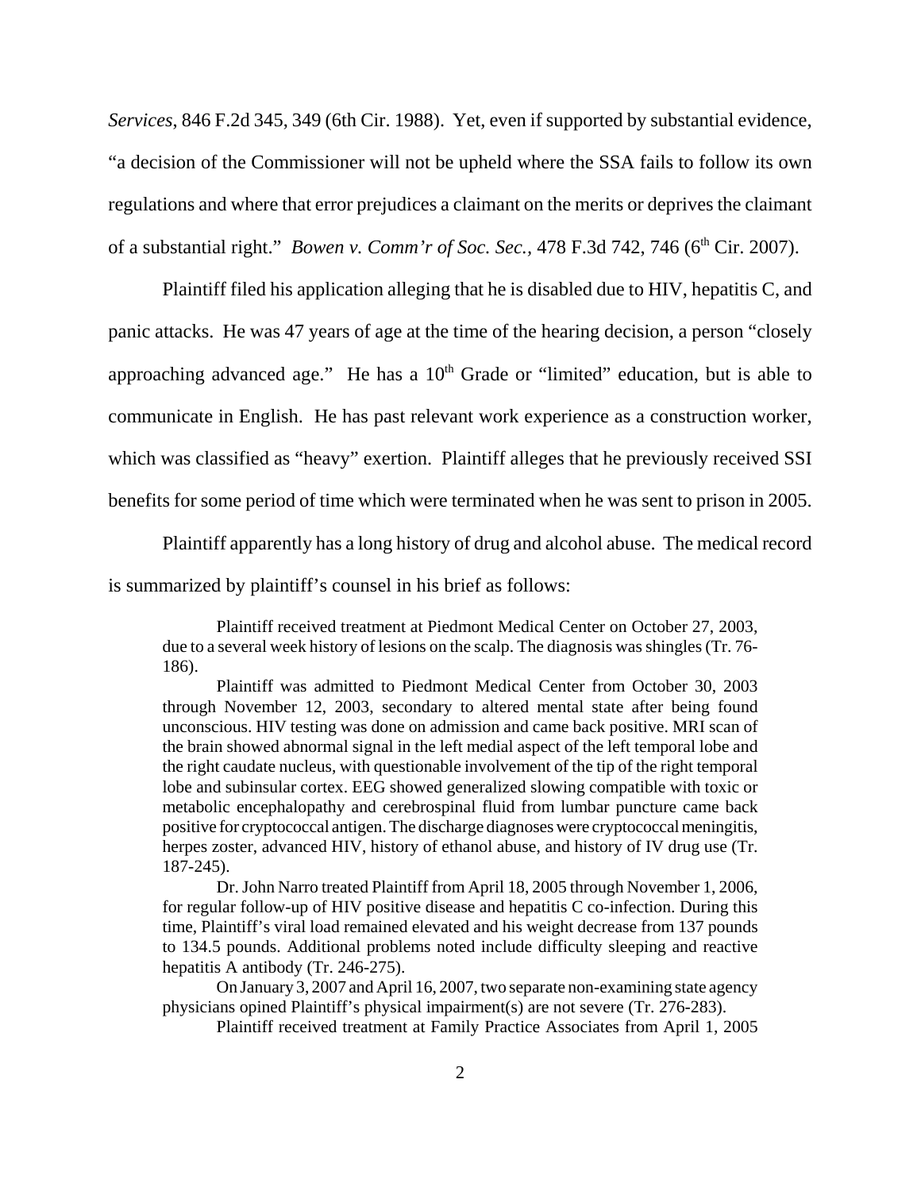*Services*, 846 F.2d 345, 349 (6th Cir. 1988). Yet, even if supported by substantial evidence, "a decision of the Commissioner will not be upheld where the SSA fails to follow its own regulations and where that error prejudices a claimant on the merits or deprives the claimant of a substantial right." *Bowen v. Comm'r of Soc. Sec.*, 478 F.3d 742, 746 (6th Cir. 2007).

Plaintiff filed his application alleging that he is disabled due to HIV, hepatitis C, and panic attacks. He was 47 years of age at the time of the hearing decision, a person "closely approaching advanced age." He has a 10th Grade or "limited" education, but is able to communicate in English. He has past relevant work experience as a construction worker, which was classified as "heavy" exertion. Plaintiff alleges that he previously received SSI benefits for some period of time which were terminated when he was sent to prison in 2005.

Plaintiff apparently has a long history of drug and alcohol abuse. The medical record is summarized by plaintiff's counsel in his brief as follows:

> Plaintiff received treatment at Piedmont Medical Center on October 27, 2003, due to a several week history of lesions on the scalp. The diagnosis was shingles (Tr. 76-186).
>
> Plaintiff was admitted to Piedmont Medical Center from October 30, 2003 through November 12, 2003, secondary to altered mental state after being found unconscious. HIV testing was done on admission and came back positive. MRI scan of the brain showed abnormal signal in the left medial aspect of the left temporal lobe and the right caudate nucleus, with questionable involvement of the tip of the right temporal lobe and subinsular cortex. EEG showed generalized slowing compatible with toxic or metabolic encephalopathy and cerebrospinal fluid from lumbar puncture came back positive for cryptococcal antigen. The discharge diagnoses were cryptococcal meningitis, herpes zoster, advanced HIV, history of ethanol abuse, and history of IV drug use (Tr. 187-245).
>
> Dr. John Narro treated Plaintiff from April 18, 2005 through November 1, 2006, for regular follow-up of HIV positive disease and hepatitis C co-infection. During this time, Plaintiff's viral load remained elevated and his weight decrease from 137 pounds to 134.5 pounds. Additional problems noted include difficulty sleeping and reactive hepatitis A antibody (Tr. 246-275).
>
> On January 3, 2007 and April 16, 2007, two separate non-examining state agency physicians opined Plaintiff's physical impairment(s) are not severe (Tr. 276-283).
>
> Plaintiff received treatment at Family Practice Associates from April 1, 2005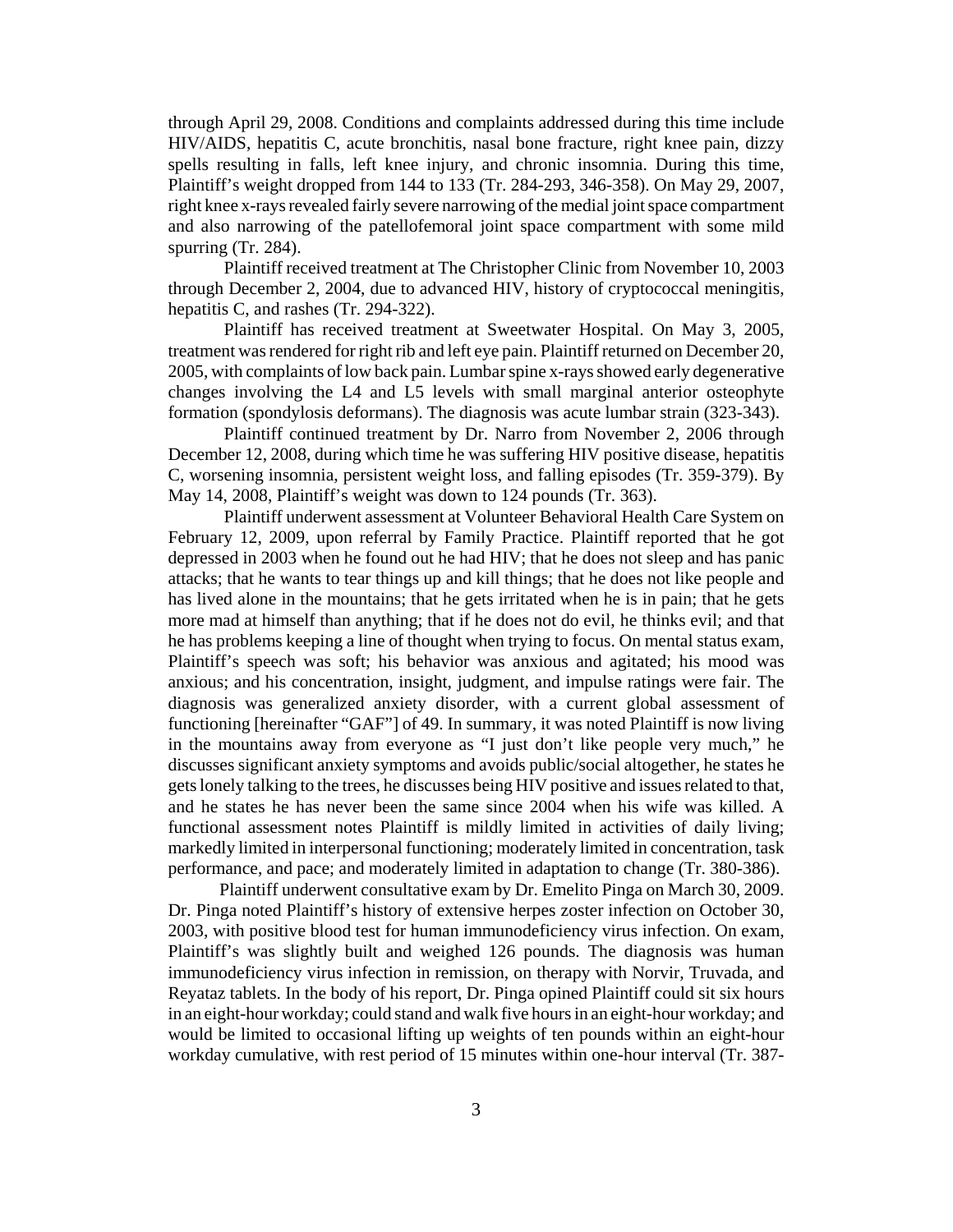through April 29, 2008. Conditions and complaints addressed during this time include HIV/AIDS, hepatitis C, acute bronchitis, nasal bone fracture, right knee pain, dizzy spells resulting in falls, left knee injury, and chronic insomnia. During this time, Plaintiff's weight dropped from 144 to 133 (Tr. 284-293, 346-358). On May 29, 2007, right knee x-rays revealed fairly severe narrowing of the medial joint space compartment and also narrowing of the patellofemoral joint space compartment with some mild spurring (Tr. 284).

Plaintiff received treatment at The Christopher Clinic from November 10, 2003 through December 2, 2004, due to advanced HIV, history of cryptococcal meningitis, hepatitis C, and rashes (Tr. 294-322).

Plaintiff has received treatment at Sweetwater Hospital. On May 3, 2005, treatment was rendered for right rib and left eye pain. Plaintiff returned on December 20, 2005, with complaints of low back pain. Lumbar spine x-rays showed early degenerative changes involving the L4 and L5 levels with small marginal anterior osteophyte formation (spondylosis deformans). The diagnosis was acute lumbar strain (323-343).

Plaintiff continued treatment by Dr. Narro from November 2, 2006 through December 12, 2008, during which time he was suffering HIV positive disease, hepatitis C, worsening insomnia, persistent weight loss, and falling episodes (Tr. 359-379). By May 14, 2008, Plaintiff's weight was down to 124 pounds (Tr. 363).

Plaintiff underwent assessment at Volunteer Behavioral Health Care System on February 12, 2009, upon referral by Family Practice. Plaintiff reported that he got depressed in 2003 when he found out he had HIV; that he does not sleep and has panic attacks; that he wants to tear things up and kill things; that he does not like people and has lived alone in the mountains; that he gets irritated when he is in pain; that he gets more mad at himself than anything; that if he does not do evil, he thinks evil; and that he has problems keeping a line of thought when trying to focus. On mental status exam, Plaintiff's speech was soft; his behavior was anxious and agitated; his mood was anxious; and his concentration, insight, judgment, and impulse ratings were fair. The diagnosis was generalized anxiety disorder, with a current global assessment of functioning [hereinafter "GAF"] of 49. In summary, it was noted Plaintiff is now living in the mountains away from everyone as "I just don't like people very much," he discusses significant anxiety symptoms and avoids public/social altogether, he states he gets lonely talking to the trees, he discusses being HIV positive and issues related to that, and he states he has never been the same since 2004 when his wife was killed. A functional assessment notes Plaintiff is mildly limited in activities of daily living; markedly limited in interpersonal functioning; moderately limited in concentration, task performance, and pace; and moderately limited in adaptation to change (Tr. 380-386).

Plaintiff underwent consultative exam by Dr. Emelito Pinga on March 30, 2009. Dr. Pinga noted Plaintiff's history of extensive herpes zoster infection on October 30, 2003, with positive blood test for human immunodeficiency virus infection. On exam, Plaintiff's was slightly built and weighed 126 pounds. The diagnosis was human immunodeficiency virus infection in remission, on therapy with Norvir, Truvada, and Reyataz tablets. In the body of his report, Dr. Pinga opined Plaintiff could sit six hours in an eight-hour workday; could stand and walk five hours in an eight-hour workday; and would be limited to occasional lifting up weights of ten pounds within an eight-hour workday cumulative, with rest period of 15 minutes within one-hour interval (Tr. 387-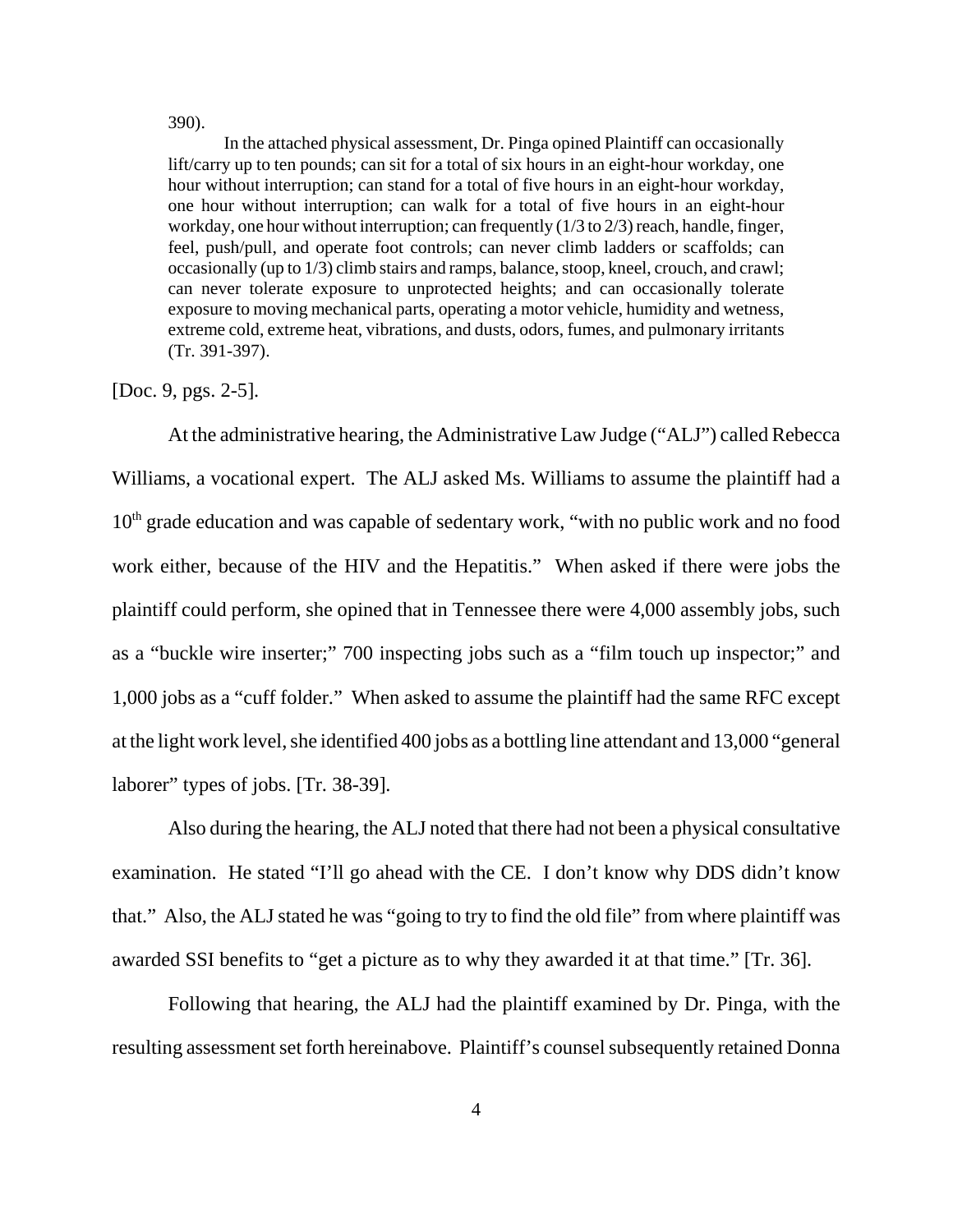> 390).
>
> In the attached physical assessment, Dr. Pinga opined Plaintiff can occasionally lift/carry up to ten pounds; can sit for a total of six hours in an eight-hour workday, one hour without interruption; can stand for a total of five hours in an eight-hour workday, one hour without interruption; can walk for a total of five hours in an eight-hour workday, one hour without interruption; can frequently (1/3 to 2/3) reach, handle, finger, feel, push/pull, and operate foot controls; can never climb ladders or scaffolds; can occasionally (up to 1/3) climb stairs and ramps, balance, stoop, kneel, crouch, and crawl; can never tolerate exposure to unprotected heights; and can occasionally tolerate exposure to moving mechanical parts, operating a motor vehicle, humidity and wetness, extreme cold, extreme heat, vibrations, and dusts, odors, fumes, and pulmonary irritants (Tr. 391-397).

[Doc. 9, pgs. 2-5].

At the administrative hearing, the Administrative Law Judge ("ALJ") called Rebecca Williams, a vocational expert. The ALJ asked Ms. Williams to assume the plaintiff had a 10th grade education and was capable of sedentary work, "with no public work and no food work either, because of the HIV and the Hepatitis." When asked if there were jobs the plaintiff could perform, she opined that in Tennessee there were 4,000 assembly jobs, such as a "buckle wire inserter;" 700 inspecting jobs such as a "film touch up inspector;" and 1,000 jobs as a "cuff folder." When asked to assume the plaintiff had the same RFC except at the light work level, she identified 400 jobs as a bottling line attendant and 13,000 "general laborer" types of jobs. [Tr. 38-39].

Also during the hearing, the ALJ noted that there had not been a physical consultative examination. He stated "I'll go ahead with the CE. I don't know why DDS didn't know that." Also, the ALJ stated he was "going to try to find the old file" from where plaintiff was awarded SSI benefits to "get a picture as to why they awarded it at that time." [Tr. 36].

Following that hearing, the ALJ had the plaintiff examined by Dr. Pinga, with the resulting assessment set forth hereinabove. Plaintiff's counsel subsequently retained Donna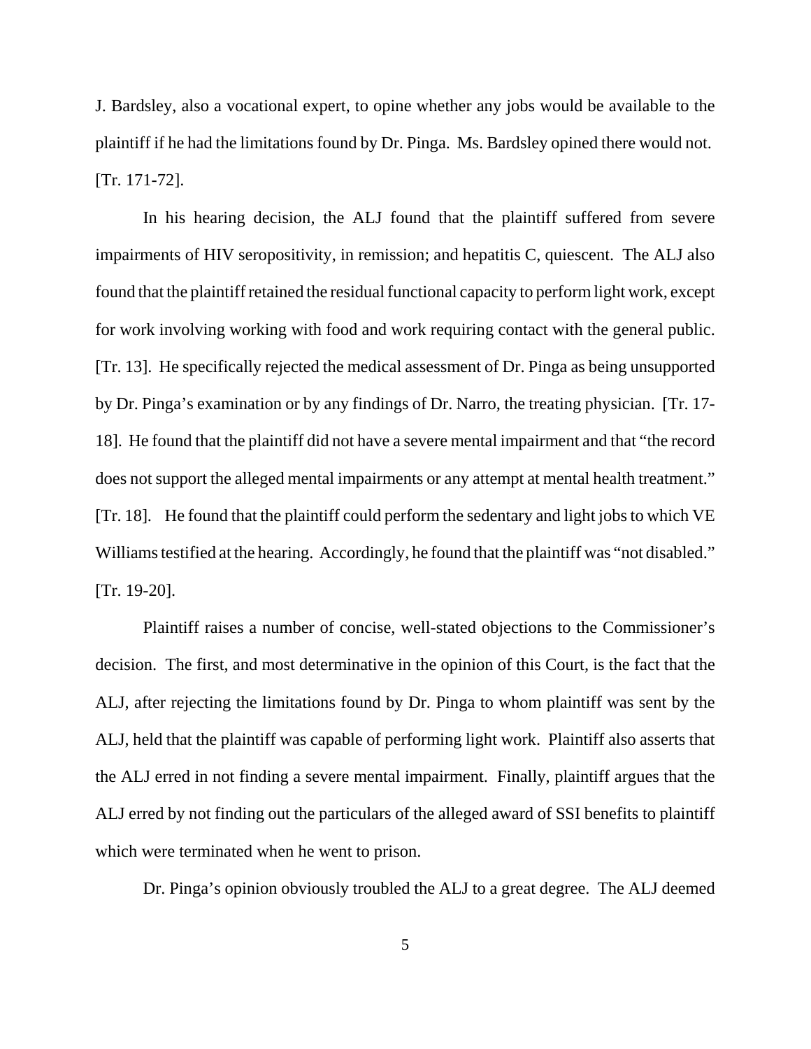J. Bardsley, also a vocational expert, to opine whether any jobs would be available to the plaintiff if he had the limitations found by Dr. Pinga. Ms. Bardsley opined there would not. [Tr. 171-72].

In his hearing decision, the ALJ found that the plaintiff suffered from severe impairments of HIV seropositivity, in remission; and hepatitis C, quiescent. The ALJ also found that the plaintiff retained the residual functional capacity to perform light work, except for work involving working with food and work requiring contact with the general public. [Tr. 13]. He specifically rejected the medical assessment of Dr. Pinga as being unsupported by Dr. Pinga's examination or by any findings of Dr. Narro, the treating physician. [Tr. 17-18]. He found that the plaintiff did not have a severe mental impairment and that "the record does not support the alleged mental impairments or any attempt at mental health treatment." [Tr. 18]. He found that the plaintiff could perform the sedentary and light jobs to which VE Williams testified at the hearing. Accordingly, he found that the plaintiff was "not disabled." [Tr. 19-20].

Plaintiff raises a number of concise, well-stated objections to the Commissioner's decision. The first, and most determinative in the opinion of this Court, is the fact that the ALJ, after rejecting the limitations found by Dr. Pinga to whom plaintiff was sent by the ALJ, held that the plaintiff was capable of performing light work. Plaintiff also asserts that the ALJ erred in not finding a severe mental impairment. Finally, plaintiff argues that the ALJ erred by not finding out the particulars of the alleged award of SSI benefits to plaintiff which were terminated when he went to prison.

Dr. Pinga's opinion obviously troubled the ALJ to a great degree. The ALJ deemed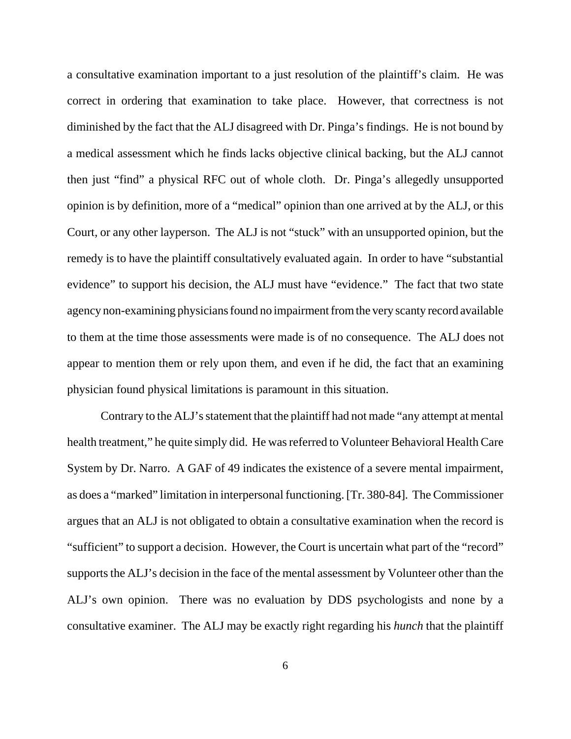a consultative examination important to a just resolution of the plaintiff's claim. He was correct in ordering that examination to take place. However, that correctness is not diminished by the fact that the ALJ disagreed with Dr. Pinga's findings. He is not bound by a medical assessment which he finds lacks objective clinical backing, but the ALJ cannot then just "find" a physical RFC out of whole cloth. Dr. Pinga's allegedly unsupported opinion is by definition, more of a "medical" opinion than one arrived at by the ALJ, or this Court, or any other layperson. The ALJ is not "stuck" with an unsupported opinion, but the remedy is to have the plaintiff consultatively evaluated again. In order to have "substantial evidence" to support his decision, the ALJ must have "evidence." The fact that two state agency non-examining physicians found no impairment from the very scanty record available to them at the time those assessments were made is of no consequence. The ALJ does not appear to mention them or rely upon them, and even if he did, the fact that an examining physician found physical limitations is paramount in this situation.

Contrary to the ALJ's statement that the plaintiff had not made "any attempt at mental health treatment," he quite simply did. He was referred to Volunteer Behavioral Health Care System by Dr. Narro. A GAF of 49 indicates the existence of a severe mental impairment, as does a "marked" limitation in interpersonal functioning. [Tr. 380-84]. The Commissioner argues that an ALJ is not obligated to obtain a consultative examination when the record is "sufficient" to support a decision. However, the Court is uncertain what part of the "record" supports the ALJ's decision in the face of the mental assessment by Volunteer other than the ALJ's own opinion. There was no evaluation by DDS psychologists and none by a consultative examiner. The ALJ may be exactly right regarding his *hunch* that the plaintiff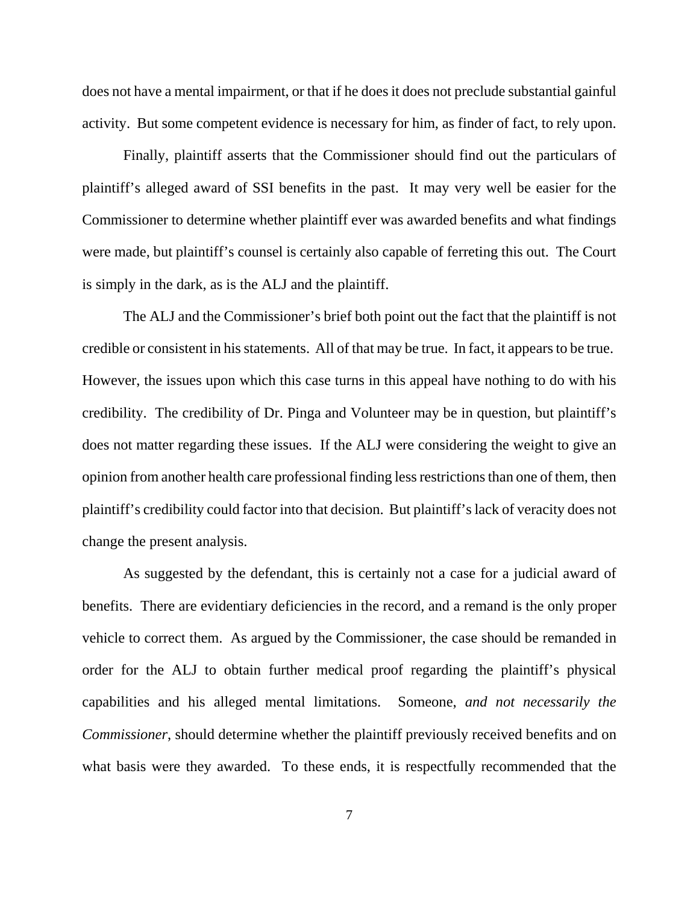does not have a mental impairment, or that if he does it does not preclude substantial gainful activity. But some competent evidence is necessary for him, as finder of fact, to rely upon.

Finally, plaintiff asserts that the Commissioner should find out the particulars of plaintiff's alleged award of SSI benefits in the past. It may very well be easier for the Commissioner to determine whether plaintiff ever was awarded benefits and what findings were made, but plaintiff's counsel is certainly also capable of ferreting this out. The Court is simply in the dark, as is the ALJ and the plaintiff.

The ALJ and the Commissioner's brief both point out the fact that the plaintiff is not credible or consistent in his statements. All of that may be true. In fact, it appears to be true. However, the issues upon which this case turns in this appeal have nothing to do with his credibility. The credibility of Dr. Pinga and Volunteer may be in question, but plaintiff's does not matter regarding these issues. If the ALJ were considering the weight to give an opinion from another health care professional finding less restrictions than one of them, then plaintiff's credibility could factor into that decision. But plaintiff's lack of veracity does not change the present analysis.

As suggested by the defendant, this is certainly not a case for a judicial award of benefits. There are evidentiary deficiencies in the record, and a remand is the only proper vehicle to correct them. As argued by the Commissioner, the case should be remanded in order for the ALJ to obtain further medical proof regarding the plaintiff's physical capabilities and his alleged mental limitations. Someone, *and not necessarily the Commissioner*, should determine whether the plaintiff previously received benefits and on what basis were they awarded. To these ends, it is respectfully recommended that the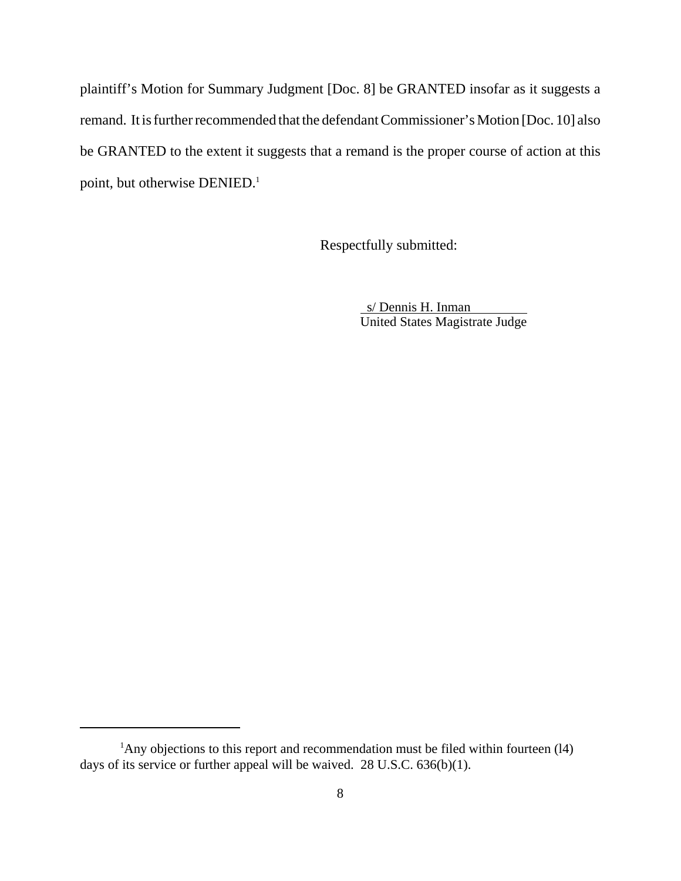plaintiff's Motion for Summary Judgment [Doc. 8] be GRANTED insofar as it suggests a remand. It is further recommended that the defendant Commissioner's Motion [Doc. 10] also be GRANTED to the extent it suggests that a remand is the proper course of action at this point, but otherwise DENIED.[1]

Respectfully submitted:

s/ Dennis H. Inman
United States Magistrate Judge

---

[1]Any objections to this report and recommendation must be filed within fourteen (l4) days of its service or further appeal will be waived. 28 U.S.C. 636(b)(1).